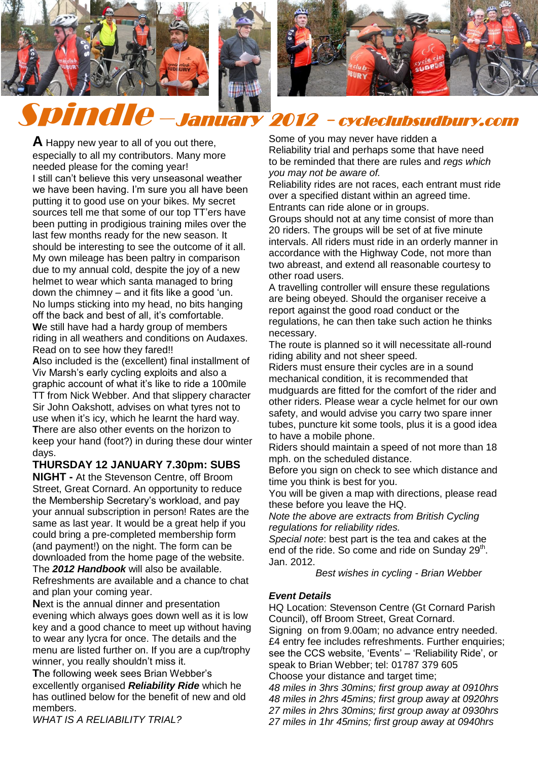# Spindle – January 2012 – cycleclubsudbury.com

**A** Happy new year to all of you out there, especially to all my contributors. Many more needed please for the coming year!

I still can't believe this very unseasonal weather we have been having. I'm sure you all have been putting it to good use on your bikes. My secret sources tell me that some of our top TT'ers have been putting in prodigious training miles over the last few months ready for the new season. It should be interesting to see the outcome of it all. My own mileage has been paltry in comparison due to my annual cold, despite the joy of a new helmet to wear which santa managed to bring down the chimney – and it fits like a good 'un. No lumps sticking into my head, no bits hanging off the back and best of all, it's comfortable.

**W**e still have had a hardy group of members riding in all weathers and conditions on Audaxes. Read on to see how they fared!!

**A**lso included is the (excellent) final installment of Viv Marsh's early cycling exploits and also a graphic account of what it's like to ride a 100mile TT from Nick Webber. And that slippery character Sir John Oakshott, advises on what tyres not to use when it's icy, which he learnt the hard way.

**T**here are also other events on the horizon to keep your hand (foot?) in during these dour winter days.

**THURSDAY 12 JANUARY 7.30pm: SUBS NIGHT -** At the Stevenson Centre, off Broom Street, Great Cornard. An opportunity to reduce the Membership Secretary's workload, and pay your annual subscription in person! Rates are the same as last year. It would be a great help if you could bring a pre-completed membership form (and payment!) on the night. The form can be downloaded from the home page of the website. The ***2012 Handbook*** will also be available. Refreshments are available and a chance to chat and plan your coming year.

**N**ext is the annual dinner and presentation evening which always goes down well as it is low key and a good chance to meet up without having to wear any lycra for once. The details and the menu are listed further on. If you are a cup/trophy winner, you really shouldn't miss it.

**T**he following week sees Brian Webber's excellently organised ***Reliability Ride*** which he has outlined below for the benefit of new and old members.

*WHAT IS A RELIABILITY TRIAL?*

Some of you may never have ridden a Reliability trial and perhaps some that have need to be reminded that there are rules and *regs which you may not be aware of.*

Reliability rides are not races, each entrant must ride over a specified distant within an agreed time. Entrants can ride alone or in groups.

Groups should not at any time consist of more than 20 riders. The groups will be set of at five minute intervals. All riders must ride in an orderly manner in accordance with the Highway Code, not more than two abreast, and extend all reasonable courtesy to other road users.

A travelling controller will ensure these regulations are being obeyed. Should the organiser receive a report against the good road conduct or the regulations, he can then take such action he thinks necessary.

The route is planned so it will necessitate all-round riding ability and not sheer speed.

Riders must ensure their cycles are in a sound mechanical condition, it is recommended that mudguards are fitted for the comfort of the rider and other riders. Please wear a cycle helmet for our own safety, and would advise you carry two spare inner tubes, puncture kit some tools, plus it is a good idea to have a mobile phone.

Riders should maintain a speed of not more than 18 mph. on the scheduled distance.

Before you sign on check to see which distance and time you think is best for you.

You will be given a map with directions, please read these before you leave the HQ.

*Note the above are extracts from British Cycling regulations for reliability rides.*

*Special note*: best part is the tea and cakes at the end of the ride. So come and ride on Sunday 29th. Jan. 2012.

*Best wishes in cycling - Brian Webber*

***Event Details***

HQ Location: Stevenson Centre (Gt Cornard Parish Council), off Broom Street, Great Cornard.

Signing on from 9.00am; no advance entry needed. £4 entry fee includes refreshments. Further enquiries; see the CCS website, 'Events' – 'Reliability Ride', or speak to Brian Webber; tel: 01787 379 605

Choose your distance and target time;

*48 miles in 3hrs 30mins; first group away at 0910hrs*
*48 miles in 2hrs 45mins; first group away at 0920hrs*
*27 miles in 2hrs 30mins; first group away at 0930hrs*
*27 miles in 1hr 45mins; first group away at 0940hrs*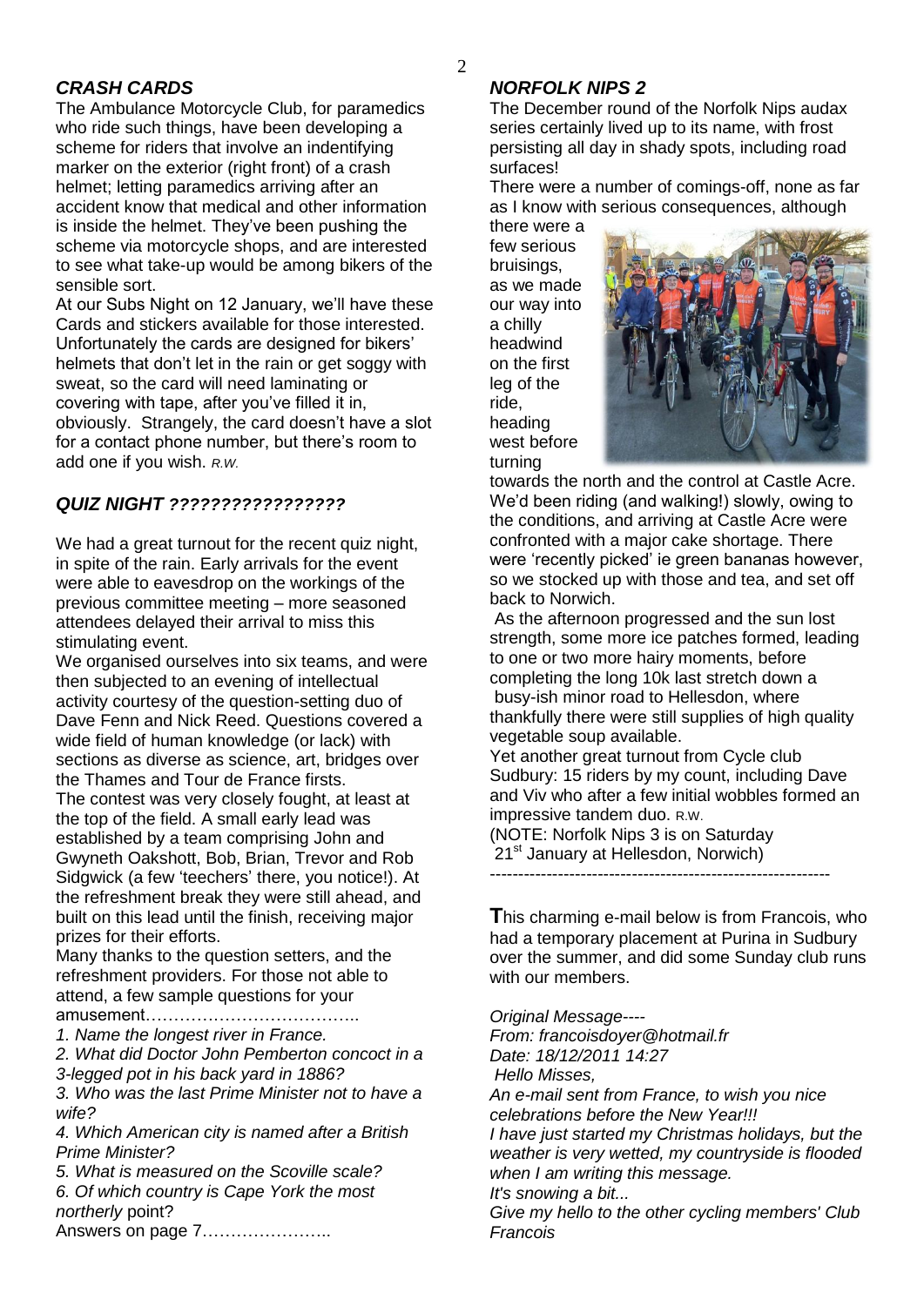### *CRASH CARDS*

The Ambulance Motorcycle Club, for paramedics who ride such things, have been developing a scheme for riders that involve an indentifying marker on the exterior (right front) of a crash helmet; letting paramedics arriving after an accident know that medical and other information is inside the helmet. They've been pushing the scheme via motorcycle shops, and are interested to see what take-up would be among bikers of the sensible sort.

At our Subs Night on 12 January, we'll have these Cards and stickers available for those interested. Unfortunately the cards are designed for bikers' helmets that don't let in the rain or get soggy with sweat, so the card will need laminating or covering with tape, after you've filled it in, obviously. Strangely, the card doesn't have a slot for a contact phone number, but there's room to add one if you wish. *R.W.*

### *QUIZ NIGHT ?????????????????*

We had a great turnout for the recent quiz night, in spite of the rain. Early arrivals for the event were able to eavesdrop on the workings of the previous committee meeting – more seasoned attendees delayed their arrival to miss this stimulating event.

We organised ourselves into six teams, and were then subjected to an evening of intellectual activity courtesy of the question-setting duo of Dave Fenn and Nick Reed. Questions covered a wide field of human knowledge (or lack) with sections as diverse as science, art, bridges over the Thames and Tour de France firsts.

The contest was very closely fought, at least at the top of the field. A small early lead was established by a team comprising John and Gwyneth Oakshott, Bob, Brian, Trevor and Rob Sidgwick (a few 'teechers' there, you notice!). At the refreshment break they were still ahead, and built on this lead until the finish, receiving major prizes for their efforts.

Many thanks to the question setters, and the refreshment providers. For those not able to attend, a few sample questions for your amusement………………………………..

*1. Name the longest river in France.*
*2. What did Doctor John Pemberton concoct in a 3-legged pot in his back yard in 1886?*
*3. Who was the last Prime Minister not to have a wife?*
*4. Which American city is named after a British Prime Minister?*
*5. What is measured on the Scoville scale?*
*6. Of which country is Cape York the most northerly* point?

Answers on page 7…………………..

### *NORFOLK NIPS 2*

The December round of the Norfolk Nips audax series certainly lived up to its name, with frost persisting all day in shady spots, including road surfaces!

There were a number of comings-off, none as far as I know with serious consequences, although there were a few serious bruisings, as we made our way into a chilly headwind on the first leg of the ride, heading west before turning towards the north and the control at Castle Acre. We'd been riding (and walking!) slowly, owing to the conditions, and arriving at Castle Acre were confronted with a major cake shortage. There were 'recently picked' ie green bananas however, so we stocked up with those and tea, and set off back to Norwich.

As the afternoon progressed and the sun lost strength, some more ice patches formed, leading to one or two more hairy moments, before completing the long 10k last stretch down a busy-ish minor road to Hellesdon, where thankfully there were still supplies of high quality vegetable soup available.

Yet another great turnout from Cycle club Sudbury: 15 riders by my count, including Dave and Viv who after a few initial wobbles formed an impressive tandem duo. R.W.

(NOTE: Norfolk Nips 3 is on Saturday 21st January at Hellesdon, Norwich)

---

**T**his charming e-mail below is from Francois, who had a temporary placement at Purina in Sudbury over the summer, and did some Sunday club runs with our members.

*Original Message----*
*From: francoisdoyer@hotmail.fr*
*Date: 18/12/2011 14:27*
*Hello Misses,*
*An e-mail sent from France, to wish you nice celebrations before the New Year!!!*
*I have just started my Christmas holidays, but the weather is very wetted, my countryside is flooded when I am writing this message.*
*It's snowing a bit...*
*Give my hello to the other cycling members' Club*
*Francois*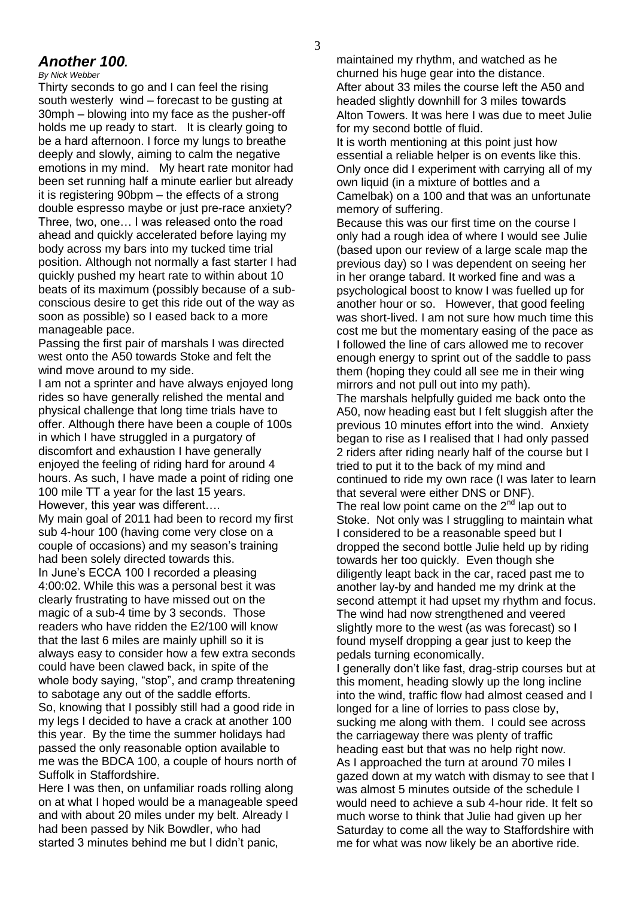## *Another 100.*

*By Nick Webber*

Thirty seconds to go and I can feel the rising south westerly wind – forecast to be gusting at 30mph – blowing into my face as the pusher-off holds me up ready to start. It is clearly going to be a hard afternoon. I force my lungs to breathe deeply and slowly, aiming to calm the negative emotions in my mind. My heart rate monitor had been set running half a minute earlier but already it is registering 90bpm – the effects of a strong double espresso maybe or just pre-race anxiety? Three, two, one… I was released onto the road ahead and quickly accelerated before laying my body across my bars into my tucked time trial position. Although not normally a fast starter I had quickly pushed my heart rate to within about 10 beats of its maximum (possibly because of a sub-conscious desire to get this ride out of the way as soon as possible) so I eased back to a more manageable pace.

Passing the first pair of marshals I was directed west onto the A50 towards Stoke and felt the wind move around to my side.

I am not a sprinter and have always enjoyed long rides so have generally relished the mental and physical challenge that long time trials have to offer. Although there have been a couple of 100s in which I have struggled in a purgatory of discomfort and exhaustion I have generally enjoyed the feeling of riding hard for around 4 hours. As such, I have made a point of riding one 100 mile TT a year for the last 15 years.

However, this year was different….

My main goal of 2011 had been to record my first sub 4-hour 100 (having come very close on a couple of occasions) and my season's training had been solely directed towards this.

In June's ECCA 100 I recorded a pleasing 4:00:02. While this was a personal best it was clearly frustrating to have missed out on the magic of a sub-4 time by 3 seconds. Those readers who have ridden the E2/100 will know that the last 6 miles are mainly uphill so it is always easy to consider how a few extra seconds could have been clawed back, in spite of the whole body saying, "stop", and cramp threatening to sabotage any out of the saddle efforts.

So, knowing that I possibly still had a good ride in my legs I decided to have a crack at another 100 this year. By the time the summer holidays had passed the only reasonable option available to me was the BDCA 100, a couple of hours north of Suffolk in Staffordshire.

Here I was then, on unfamiliar roads rolling along on at what I hoped would be a manageable speed and with about 20 miles under my belt. Already I had been passed by Nik Bowdler, who had started 3 minutes behind me but I didn't panic, maintained my rhythm, and watched as he churned his huge gear into the distance.

After about 33 miles the course left the A50 and headed slightly downhill for 3 miles towards Alton Towers. It was here I was due to meet Julie for my second bottle of fluid.

It is worth mentioning at this point just how essential a reliable helper is on events like this. Only once did I experiment with carrying all of my own liquid (in a mixture of bottles and a Camelbak) on a 100 and that was an unfortunate memory of suffering.

Because this was our first time on the course I only had a rough idea of where I would see Julie (based upon our review of a large scale map the previous day) so I was dependent on seeing her in her orange tabard. It worked fine and was a psychological boost to know I was fuelled up for another hour or so. However, that good feeling was short-lived. I am not sure how much time this cost me but the momentary easing of the pace as I followed the line of cars allowed me to recover enough energy to sprint out of the saddle to pass them (hoping they could all see me in their wing mirrors and not pull out into my path).

The marshals helpfully guided me back onto the A50, now heading east but I felt sluggish after the previous 10 minutes effort into the wind. Anxiety began to rise as I realised that I had only passed 2 riders after riding nearly half of the course but I tried to put it to the back of my mind and continued to ride my own race (I was later to learn that several were either DNS or DNF).

The real low point came on the 2nd lap out to Stoke. Not only was I struggling to maintain what I considered to be a reasonable speed but I dropped the second bottle Julie held up by riding towards her too quickly. Even though she diligently leapt back in the car, raced past me to another lay-by and handed me my drink at the second attempt it had upset my rhythm and focus. The wind had now strengthened and veered slightly more to the west (as was forecast) so I found myself dropping a gear just to keep the pedals turning economically.

I generally don't like fast, drag-strip courses but at this moment, heading slowly up the long incline into the wind, traffic flow had almost ceased and I longed for a line of lorries to pass close by, sucking me along with them. I could see across the carriageway there was plenty of traffic heading east but that was no help right now.

As I approached the turn at around 70 miles I gazed down at my watch with dismay to see that I was almost 5 minutes outside of the schedule I would need to achieve a sub 4-hour ride. It felt so much worse to think that Julie had given up her Saturday to come all the way to Staffordshire with me for what was now likely be an abortive ride.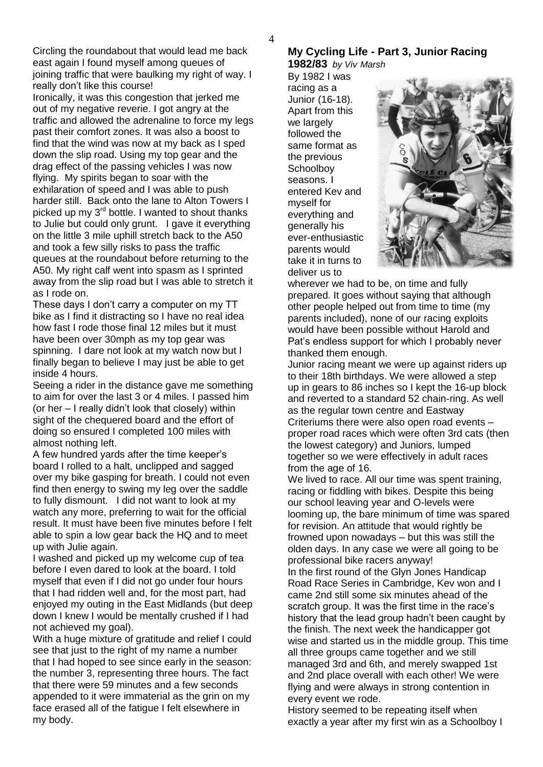Circling the roundabout that would lead me back east again I found myself among queues of joining traffic that were baulking my right of way. I really don't like this course!

Ironically, it was this congestion that jerked me out of my negative reverie. I got angry at the traffic and allowed the adrenaline to force my legs past their comfort zones. It was also a boost to find that the wind was now at my back as I sped down the slip road. Using my top gear and the drag effect of the passing vehicles I was now flying. My spirits began to soar with the exhilaration of speed and I was able to push harder still. Back onto the lane to Alton Towers I picked up my 3rd bottle. I wanted to shout thanks to Julie but could only grunt. I gave it everything on the little 3 mile uphill stretch back to the A50 and took a few silly risks to pass the traffic queues at the roundabout before returning to the A50. My right calf went into spasm as I sprinted away from the slip road but I was able to stretch it as I rode on.

These days I don't carry a computer on my TT bike as I find it distracting so I have no real idea how fast I rode those final 12 miles but it must have been over 30mph as my top gear was spinning. I dare not look at my watch now but I finally began to believe I may just be able to get inside 4 hours.

Seeing a rider in the distance gave me something to aim for over the last 3 or 4 miles. I passed him (or her – I really didn't look that closely) within sight of the chequered board and the effort of doing so ensured I completed 100 miles with almost nothing left.

A few hundred yards after the time keeper's board I rolled to a halt, unclipped and sagged over my bike gasping for breath. I could not even find then energy to swing my leg over the saddle to fully dismount. I did not want to look at my watch any more, preferring to wait for the official result. It must have been five minutes before I felt able to spin a low gear back the HQ and to meet up with Julie again.

I washed and picked up my welcome cup of tea before I even dared to look at the board. I told myself that even if I did not go under four hours that I had ridden well and, for the most part, had enjoyed my outing in the East Midlands (but deep down I knew I would be mentally crushed if I had not achieved my goal).

With a huge mixture of gratitude and relief I could see that just to the right of my name a number that I had hoped to see since early in the season: the number 3, representing three hours. The fact that there were 59 minutes and a few seconds appended to it were immaterial as the grin on my face erased all of the fatigue I felt elsewhere in my body.

## My Cycling Life - Part 3, Junior Racing 1982/83 *by Viv Marsh*

By 1982 I was racing as a Junior (16-18). Apart from this we largely followed the same format as the previous Schoolboy seasons. I entered Kev and myself for everything and generally his ever-enthusiastic parents would take it in turns to deliver us to wherever we had to be, on time and fully prepared. It goes without saying that although other people helped out from time to time (my parents included), none of our racing exploits would have been possible without Harold and Pat's endless support for which I probably never thanked them enough.

Junior racing meant we were up against riders up to their 18th birthdays. We were allowed a step up in gears to 86 inches so I kept the 16-up block and reverted to a standard 52 chain-ring. As well as the regular town centre and Eastway Criteriums there were also open road events – proper road races which were often 3rd cats (then the lowest category) and Juniors, lumped together so we were effectively in adult races from the age of 16.

We lived to race. All our time was spent training, racing or fiddling with bikes. Despite this being our school leaving year and O-levels were looming up, the bare minimum of time was spared for revision. An attitude that would rightly be frowned upon nowadays – but this was still the olden days. In any case we were all going to be professional bike racers anyway!

In the first round of the Glyn Jones Handicap Road Race Series in Cambridge, Kev won and I came 2nd still some six minutes ahead of the scratch group. It was the first time in the race's history that the lead group hadn't been caught by the finish. The next week the handicapper got wise and started us in the middle group. This time all three groups came together and we still managed 3rd and 6th, and merely swapped 1st and 2nd place overall with each other! We were flying and were always in strong contention in every event we rode.

History seemed to be repeating itself when exactly a year after my first win as a Schoolboy I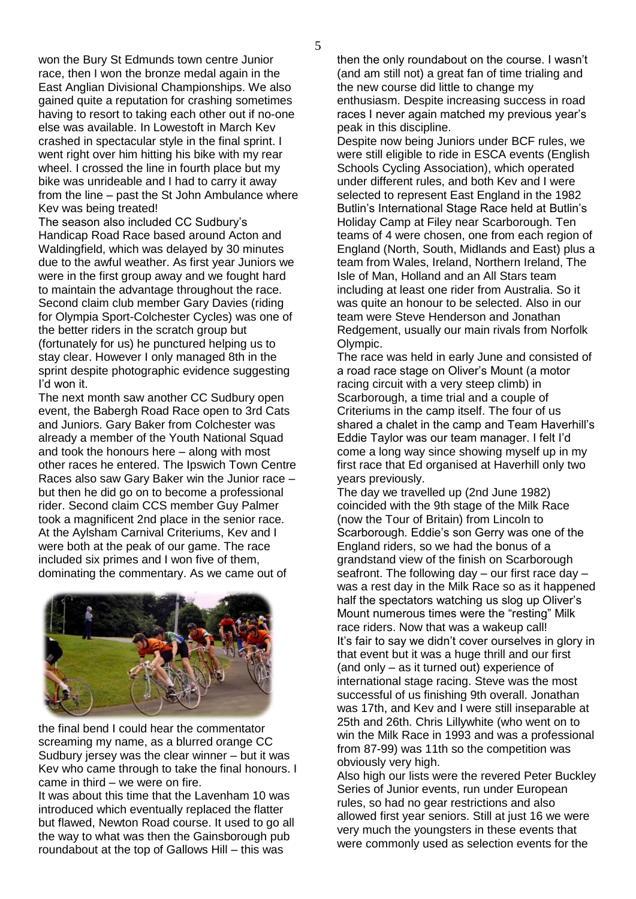won the Bury St Edmunds town centre Junior race, then I won the bronze medal again in the East Anglian Divisional Championships. We also gained quite a reputation for crashing sometimes having to resort to taking each other out if no-one else was available. In Lowestoft in March Kev crashed in spectacular style in the final sprint. I went right over him hitting his bike with my rear wheel. I crossed the line in fourth place but my bike was unrideable and I had to carry it away from the line – past the St John Ambulance where Kev was being treated!

The season also included CC Sudbury's Handicap Road Race based around Acton and Waldingfield, which was delayed by 30 minutes due to the awful weather. As first year Juniors we were in the first group away and we fought hard to maintain the advantage throughout the race. Second claim club member Gary Davies (riding for Olympia Sport-Colchester Cycles) was one of the better riders in the scratch group but (fortunately for us) he punctured helping us to stay clear. However I only managed 8th in the sprint despite photographic evidence suggesting I'd won it.

The next month saw another CC Sudbury open event, the Babergh Road Race open to 3rd Cats and Juniors. Gary Baker from Colchester was already a member of the Youth National Squad and took the honours here – along with most other races he entered. The Ipswich Town Centre Races also saw Gary Baker win the Junior race – but then he did go on to become a professional rider. Second claim CCS member Guy Palmer took a magnificent 2nd place in the senior race.

At the Aylsham Carnival Criteriums, Kev and I were both at the peak of our game. The race included six primes and I won five of them, dominating the commentary. As we came out of the final bend I could hear the commentator screaming my name, as a blurred orange CC Sudbury jersey was the clear winner – but it was Kev who came through to take the final honours. I came in third – we were on fire.

It was about this time that the Lavenham 10 was introduced which eventually replaced the flatter but flawed, Newton Road course. It used to go all the way to what was then the Gainsborough pub roundabout at the top of Gallows Hill – this was then the only roundabout on the course. I wasn't (and am still not) a great fan of time trialing and the new course did little to change my enthusiasm. Despite increasing success in road races I never again matched my previous year's peak in this discipline.

Despite now being Juniors under BCF rules, we were still eligible to ride in ESCA events (English Schools Cycling Association), which operated under different rules, and both Kev and I were selected to represent East England in the 1982 Butlin's International Stage Race held at Butlin's Holiday Camp at Filey near Scarborough. Ten teams of 4 were chosen, one from each region of England (North, South, Midlands and East) plus a team from Wales, Ireland, Northern Ireland, The Isle of Man, Holland and an All Stars team including at least one rider from Australia. So it was quite an honour to be selected. Also in our team were Steve Henderson and Jonathan Redgement, usually our main rivals from Norfolk Olympic.

The race was held in early June and consisted of a road race stage on Oliver's Mount (a motor racing circuit with a very steep climb) in Scarborough, a time trial and a couple of Criteriums in the camp itself. The four of us shared a chalet in the camp and Team Haverhill's Eddie Taylor was our team manager. I felt I'd come a long way since showing myself up in my first race that Ed organised at Haverhill only two years previously.

The day we travelled up (2nd June 1982) coincided with the 9th stage of the Milk Race (now the Tour of Britain) from Lincoln to Scarborough. Eddie's son Gerry was one of the England riders, so we had the bonus of a grandstand view of the finish on Scarborough seafront. The following day – our first race day – was a rest day in the Milk Race so as it happened half the spectators watching us slog up Oliver's Mount numerous times were the "resting" Milk race riders. Now that was a wakeup call!

It's fair to say we didn't cover ourselves in glory in that event but it was a huge thrill and our first (and only – as it turned out) experience of international stage racing. Steve was the most successful of us finishing 9th overall. Jonathan was 17th, and Kev and I were still inseparable at 25th and 26th. Chris Lillywhite (who went on to win the Milk Race in 1993 and was a professional from 87-99) was 11th so the competition was obviously very high.

Also high our lists were the revered Peter Buckley Series of Junior events, run under European rules, so had no gear restrictions and also allowed first year seniors. Still at just 16 we were very much the youngsters in these events that were commonly used as selection events for the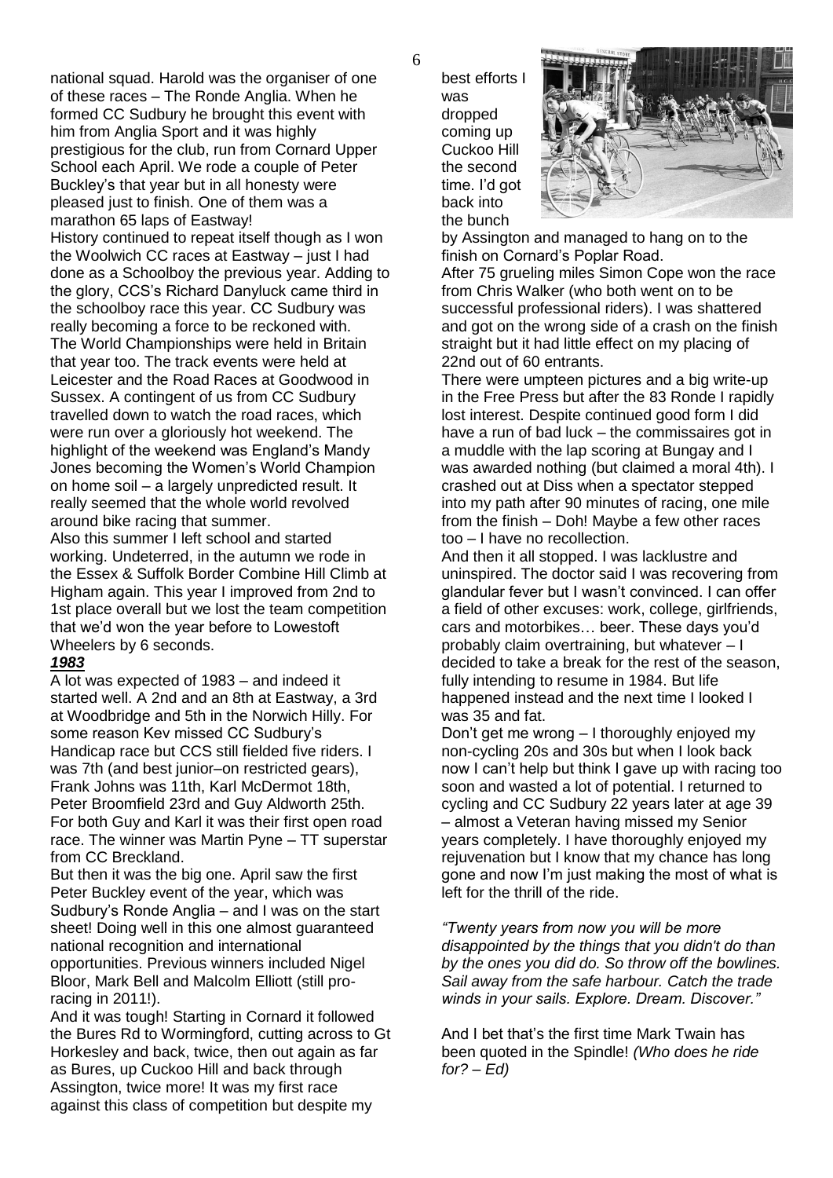national squad. Harold was the organiser of one of these races – The Ronde Anglia. When he formed CC Sudbury he brought this event with him from Anglia Sport and it was highly prestigious for the club, run from Cornard Upper School each April. We rode a couple of Peter Buckley's that year but in all honesty were pleased just to finish. One of them was a marathon 65 laps of Eastway!

History continued to repeat itself though as I won the Woolwich CC races at Eastway – just I had done as a Schoolboy the previous year. Adding to the glory, CCS's Richard Danyluck came third in the schoolboy race this year. CC Sudbury was really becoming a force to be reckoned with.

The World Championships were held in Britain that year too. The track events were held at Leicester and the Road Races at Goodwood in Sussex. A contingent of us from CC Sudbury travelled down to watch the road races, which were run over a gloriously hot weekend. The highlight of the weekend was England's Mandy Jones becoming the Women's World Champion on home soil – a largely unpredicted result. It really seemed that the whole world revolved around bike racing that summer.

Also this summer I left school and started working. Undeterred, in the autumn we rode in the Essex & Suffolk Border Combine Hill Climb at Higham again. This year I improved from 2nd to 1st place overall but we lost the team competition that we'd won the year before to Lowestoft Wheelers by 6 seconds.

***1983***

A lot was expected of 1983 – and indeed it started well. A 2nd and an 8th at Eastway, a 3rd at Woodbridge and 5th in the Norwich Hilly. For some reason Kev missed CC Sudbury's Handicap race but CCS still fielded five riders. I was 7th (and best junior–on restricted gears), Frank Johns was 11th, Karl McDermot 18th, Peter Broomfield 23rd and Guy Aldworth 25th. For both Guy and Karl it was their first open road race. The winner was Martin Pyne – TT superstar from CC Breckland.

But then it was the big one. April saw the first Peter Buckley event of the year, which was Sudbury's Ronde Anglia – and I was on the start sheet! Doing well in this one almost guaranteed national recognition and international opportunities. Previous winners included Nigel Bloor, Mark Bell and Malcolm Elliott (still pro-racing in 2011!).

And it was tough! Starting in Cornard it followed the Bures Rd to Wormingford, cutting across to Gt Horkesley and back, twice, then out again as far as Bures, up Cuckoo Hill and back through Assington, twice more! It was my first race against this class of competition but despite my best efforts I was dropped coming up Cuckoo Hill the second time. I'd got back into the bunch by Assington and managed to hang on to the finish on Cornard's Poplar Road.

After 75 grueling miles Simon Cope won the race from Chris Walker (who both went on to be successful professional riders). I was shattered and got on the wrong side of a crash on the finish straight but it had little effect on my placing of 22nd out of 60 entrants.

There were umpteen pictures and a big write-up in the Free Press but after the 83 Ronde I rapidly lost interest. Despite continued good form I did have a run of bad luck – the commissaires got in a muddle with the lap scoring at Bungay and I was awarded nothing (but claimed a moral 4th). I crashed out at Diss when a spectator stepped into my path after 90 minutes of racing, one mile from the finish – Doh! Maybe a few other races too – I have no recollection.

And then it all stopped. I was lacklustre and uninspired. The doctor said I was recovering from glandular fever but I wasn't convinced. I can offer a field of other excuses: work, college, girlfriends, cars and motorbikes… beer. These days you'd probably claim overtraining, but whatever – I decided to take a break for the rest of the season, fully intending to resume in 1984. But life happened instead and the next time I looked I was 35 and fat.

Don't get me wrong – I thoroughly enjoyed my non-cycling 20s and 30s but when I look back now I can't help but think I gave up with racing too soon and wasted a lot of potential. I returned to cycling and CC Sudbury 22 years later at age 39 – almost a Veteran having missed my Senior years completely. I have thoroughly enjoyed my rejuvenation but I know that my chance has long gone and now I'm just making the most of what is left for the thrill of the ride.

*"Twenty years from now you will be more disappointed by the things that you didn't do than by the ones you did do. So throw off the bowlines. Sail away from the safe harbour. Catch the trade winds in your sails. Explore. Dream. Discover."*

And I bet that's the first time Mark Twain has been quoted in the Spindle! *(Who does he ride for? – Ed)*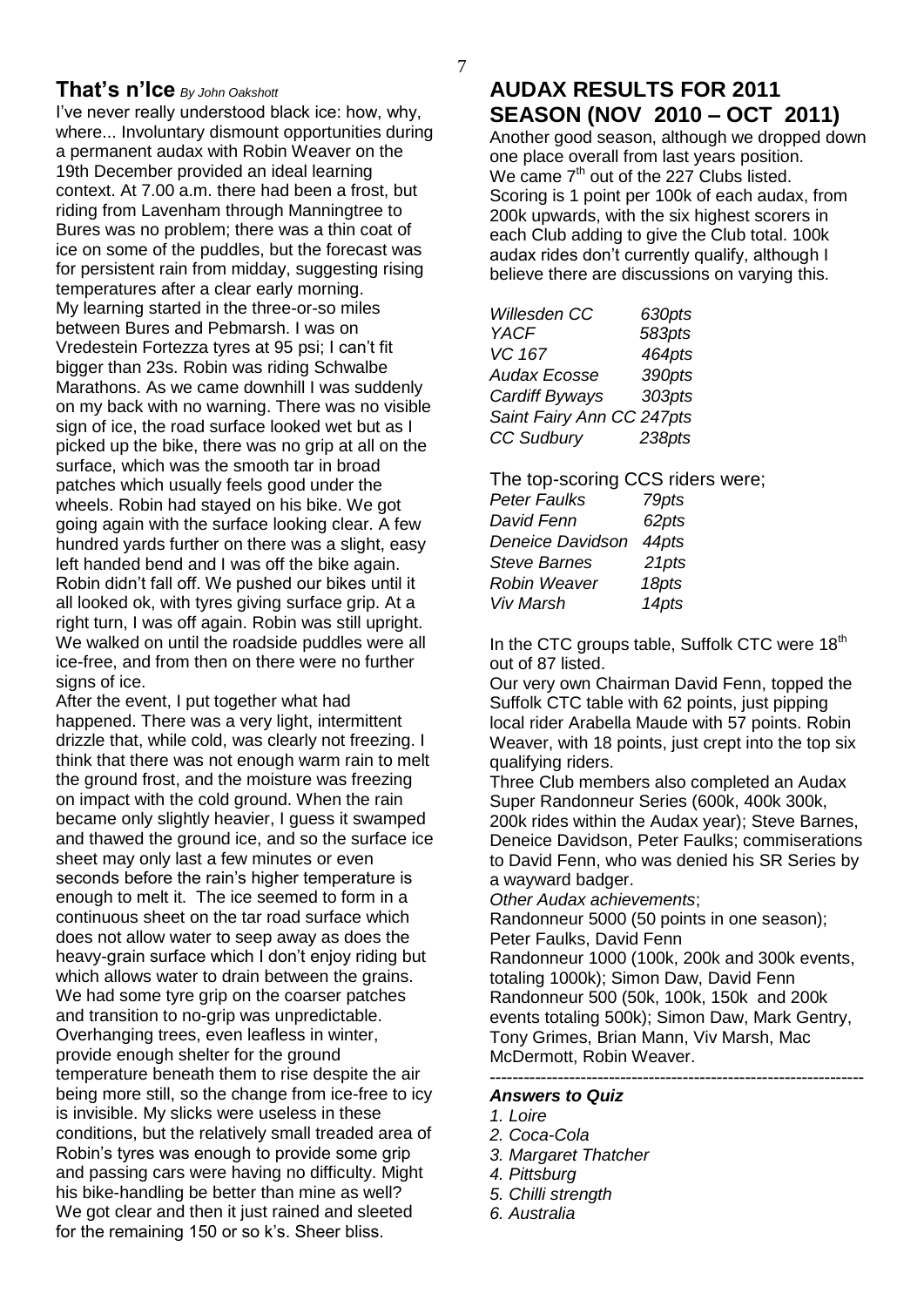## That's n'Ice *By John Oakshott*

I've never really understood black ice: how, why, where... Involuntary dismount opportunities during a permanent audax with Robin Weaver on the 19th December provided an ideal learning context. At 7.00 a.m. there had been a frost, but riding from Lavenham through Manningtree to Bures was no problem; there was a thin coat of ice on some of the puddles, but the forecast was for persistent rain from midday, suggesting rising temperatures after a clear early morning.

My learning started in the three-or-so miles between Bures and Pebmarsh. I was on Vredestein Fortezza tyres at 95 psi; I can't fit bigger than 23s. Robin was riding Schwalbe Marathons. As we came downhill I was suddenly on my back with no warning. There was no visible sign of ice, the road surface looked wet but as I picked up the bike, there was no grip at all on the surface, which was the smooth tar in broad patches which usually feels good under the wheels. Robin had stayed on his bike. We got going again with the surface looking clear. A few hundred yards further on there was a slight, easy left handed bend and I was off the bike again. Robin didn't fall off. We pushed our bikes until it all looked ok, with tyres giving surface grip. At a right turn, I was off again. Robin was still upright. We walked on until the roadside puddles were all ice-free, and from then on there were no further signs of ice.

After the event, I put together what had happened. There was a very light, intermittent drizzle that, while cold, was clearly not freezing. I think that there was not enough warm rain to melt the ground frost, and the moisture was freezing on impact with the cold ground. When the rain became only slightly heavier, I guess it swamped and thawed the ground ice, and so the surface ice sheet may only last a few minutes or even seconds before the rain's higher temperature is enough to melt it. The ice seemed to form in a continuous sheet on the tar road surface which does not allow water to seep away as does the heavy-grain surface which I don't enjoy riding but which allows water to drain between the grains. We had some tyre grip on the coarser patches and transition to no-grip was unpredictable. Overhanging trees, even leafless in winter, provide enough shelter for the ground temperature beneath them to rise despite the air being more still, so the change from ice-free to icy is invisible. My slicks were useless in these conditions, but the relatively small treaded area of Robin's tyres was enough to provide some grip and passing cars were having no difficulty. Might his bike-handling be better than mine as well? We got clear and then it just rained and sleeted for the remaining 150 or so k's. Sheer bliss.

## AUDAX RESULTS FOR 2011 SEASON (NOV 2010 – OCT 2011)

Another good season, although we dropped down one place overall from last years position. We came 7th out of the 227 Clubs listed. Scoring is 1 point per 100k of each audax, from 200k upwards, with the six highest scorers in each Club adding to give the Club total. 100k audax rides don't currently qualify, although I believe there are discussions on varying this.

| | |
|---|---|
| *Willesden CC* | *630pts* |
| *YACF* | *583pts* |
| *VC 167* | *464pts* |
| *Audax Ecosse* | *390pts* |
| *Cardiff Byways* | *303pts* |
| *Saint Fairy Ann CC* | *247pts* |
| *CC Sudbury* | *238pts* |

The top-scoring CCS riders were;

| | |
|---|---|
| *Peter Faulks* | *79pts* |
| *David Fenn* | *62pts* |
| *Deneice Davidson* | *44pts* |
| *Steve Barnes* | *21pts* |
| *Robin Weaver* | *18pts* |
| *Viv Marsh* | *14pts* |

In the CTC groups table, Suffolk CTC were 18th out of 87 listed.

Our very own Chairman David Fenn, topped the Suffolk CTC table with 62 points, just pipping local rider Arabella Maude with 57 points. Robin Weaver, with 18 points, just crept into the top six qualifying riders.

Three Club members also completed an Audax Super Randonneur Series (600k, 400k 300k, 200k rides within the Audax year); Steve Barnes, Deneice Davidson, Peter Faulks; commiserations to David Fenn, who was denied his SR Series by a wayward badger.

*Other Audax achievements*;

Randonneur 5000 (50 points in one season); Peter Faulks, David Fenn

Randonneur 1000 (100k, 200k and 300k events, totaling 1000k); Simon Daw, David Fenn

Randonneur 500 (50k, 100k, 150k and 200k events totaling 500k); Simon Daw, Mark Gentry, Tony Grimes, Brian Mann, Viv Marsh, Mac McDermott, Robin Weaver.

---

***Answers to Quiz***

1. *Loire*
2. *Coca-Cola*
3. *Margaret Thatcher*
4. *Pittsburg*
5. *Chilli strength*
6. *Australia*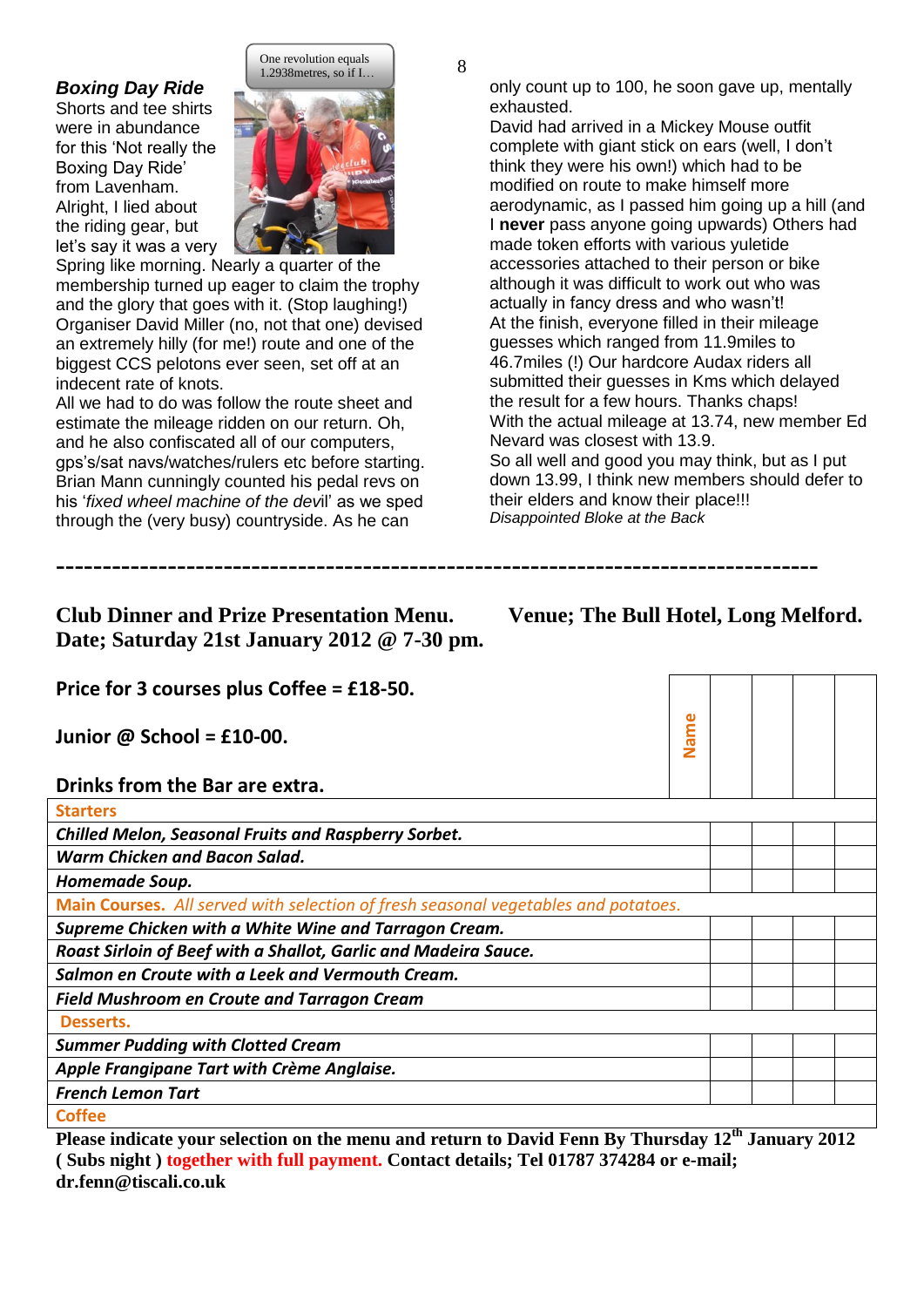### *Boxing Day Ride*

One revolution equals 1.2938metres, so if I…

Shorts and tee shirts were in abundance for this 'Not really the Boxing Day Ride' from Lavenham. Alright, I lied about the riding gear, but let's say it was a very Spring like morning. Nearly a quarter of the membership turned up eager to claim the trophy and the glory that goes with it. (Stop laughing!) Organiser David Miller (no, not that one) devised an extremely hilly (for me!) route and one of the biggest CCS pelotons ever seen, set off at an indecent rate of knots.

All we had to do was follow the route sheet and estimate the mileage ridden on our return. Oh, and he also confiscated all of our computers, gps's/sat navs/watches/rulers etc before starting. Brian Mann cunningly counted his pedal revs on his '*fixed wheel machine of the devi*l' as we sped through the (very busy) countryside. As he can only count up to 100, he soon gave up, mentally exhausted.

David had arrived in a Mickey Mouse outfit complete with giant stick on ears (well, I don't think they were his own!) which had to be modified on route to make himself more aerodynamic, as I passed him going up a hill (and I **never** pass anyone going upwards) Others had made token efforts with various yuletide accessories attached to their person or bike although it was difficult to work out who was actually in fancy dress and who wasn't!

At the finish, everyone filled in their mileage guesses which ranged from 11.9miles to 46.7miles (!) Our hardcore Audax riders all submitted their guesses in Kms which delayed the result for a few hours. Thanks chaps!

With the actual mileage at 13.74, new member Ed Nevard was closest with 13.9.

So all well and good you may think, but as I put down 13.99, I think new members should defer to their elders and know their place!!!

*Disappointed Bloke at the Back*

---

## Club Dinner and Prize Presentation Menu. Venue; The Bull Hotel, Long Melford.
## Date; Saturday 21st January 2012 @ 7-30 pm.

**Price for 3 courses plus Coffee = £18-50.**

**Junior @ School = £10-00.**

**Drinks from the Bar are extra.**

| | Name | | | |
|---|---|---|---|---|
| **Starters** | | | | |
| ***Chilled Melon, Seasonal Fruits and Raspberry Sorbet.*** | | | | |
| ***Warm Chicken and Bacon Salad.*** | | | | |
| ***Homemade Soup.*** | | | | |
| **Main Courses.** *All served with selection of fresh seasonal vegetables and potatoes.* | | | | |
| ***Supreme Chicken with a White Wine and Tarragon Cream.*** | | | | |
| ***Roast Sirloin of Beef with a Shallot, Garlic and Madeira Sauce.*** | | | | |
| ***Salmon en Croute with a Leek and Vermouth Cream.*** | | | | |
| ***Field Mushroom en Croute and Tarragon Cream*** | | | | |
| **Desserts.** | | | | |
| ***Summer Pudding with Clotted Cream*** | | | | |
| ***Apple Frangipane Tart with Crème Anglaise.*** | | | | |
| ***French Lemon Tart*** | | | | |
| **Coffee** | | | | |

**Please indicate your selection on the menu and return to David Fenn By Thursday 12th January 2012 ( Subs night ) together with full payment. Contact details; Tel 01787 374284 or e-mail; dr.fenn@tiscali.co.uk**